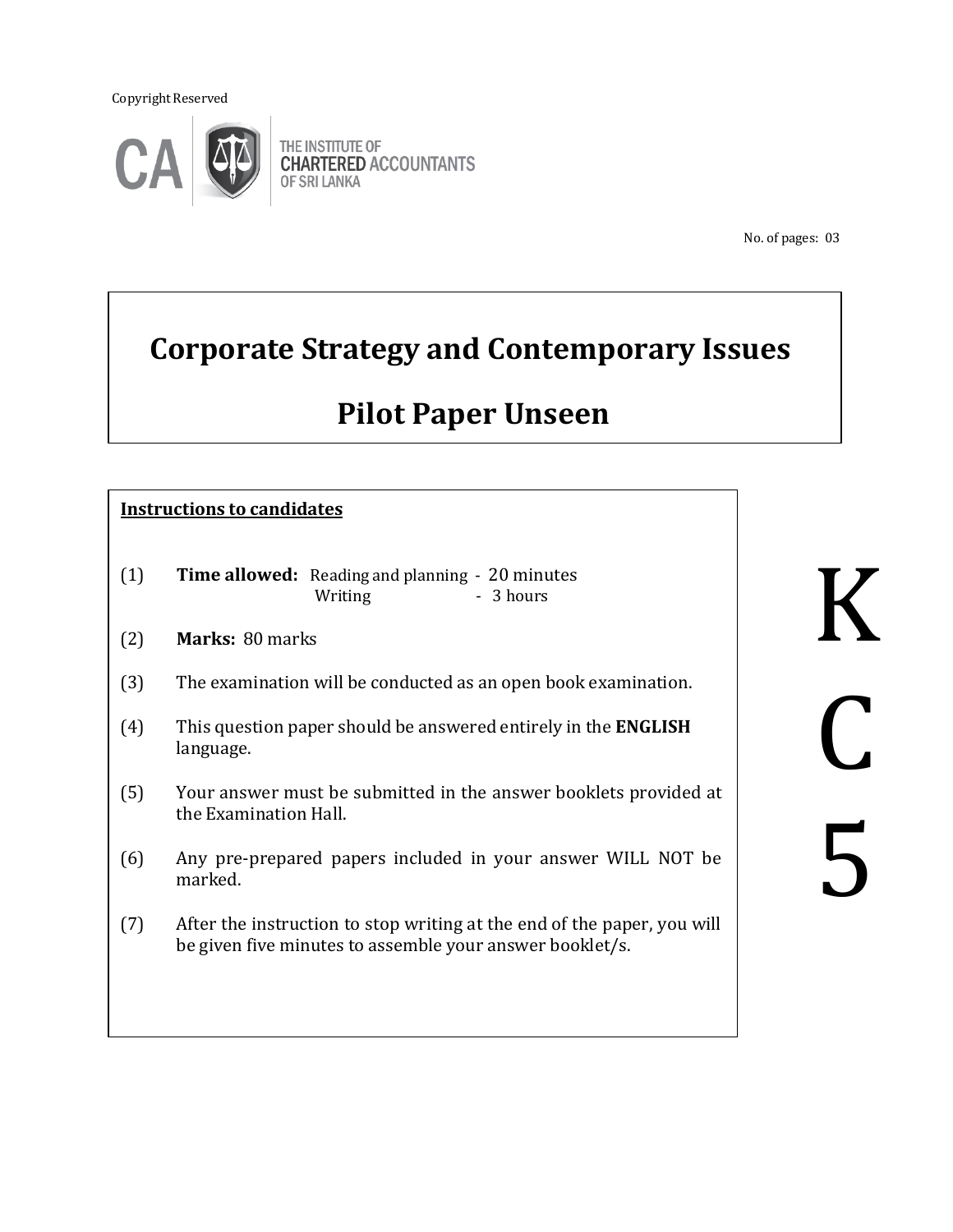Copyright Reserved

THE INSTITUTE OF CHARTERED ACCOUNTANTS OF SRI LANKA

No. of pages: 03

# Corporate Strategy and Contemporary Issues

# Pilot Paper Unseen

**Instructions to candidates**

(1) **Time allowed:** Reading and planning - 20 minutes
Writing - 3 hours

(2) **Marks:** 80 marks

(3) The examination will be conducted as an open book examination.

(4) This question paper should be answered entirely in the **ENGLISH** language.

(5) Your answer must be submitted in the answer booklets provided at the Examination Hall.

(6) Any pre-prepared papers included in your answer WILL NOT be marked.

(7) After the instruction to stop writing at the end of the paper, you will be given five minutes to assemble your answer booklet/s.

K
C
5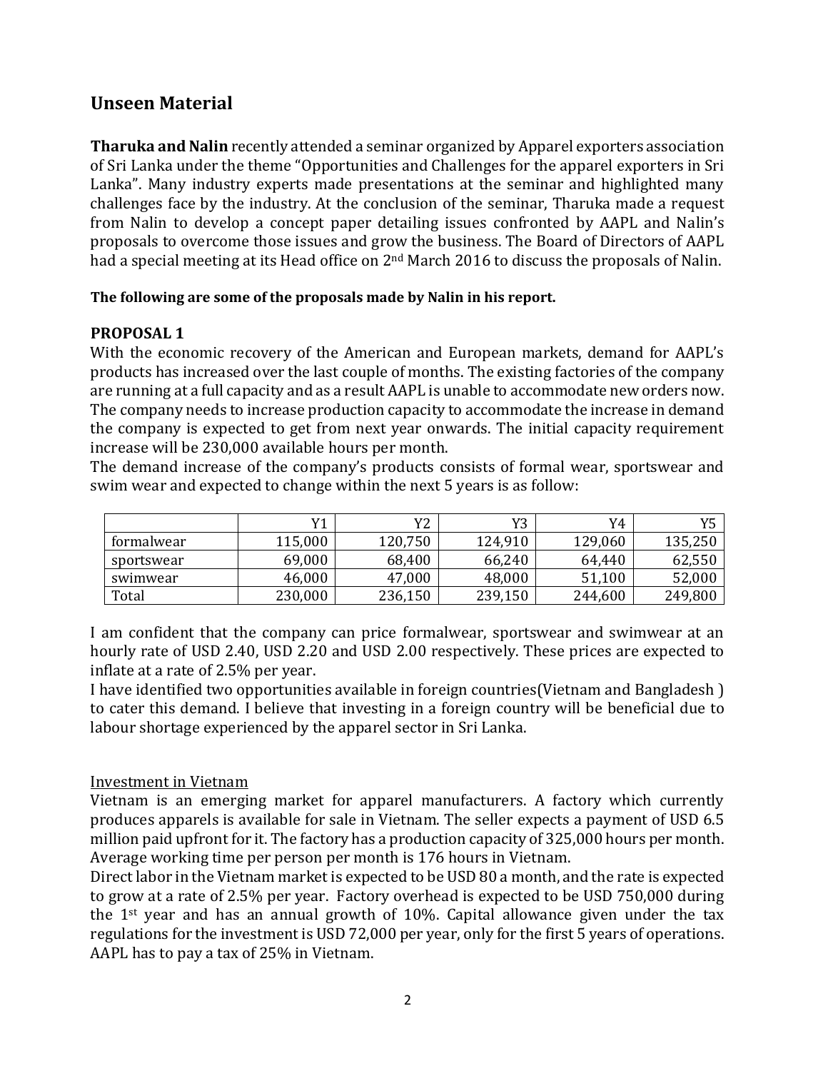## Unseen Material

**Tharuka and Nalin** recently attended a seminar organized by Apparel exporters association of Sri Lanka under the theme "Opportunities and Challenges for the apparel exporters in Sri Lanka". Many industry experts made presentations at the seminar and highlighted many challenges face by the industry. At the conclusion of the seminar, Tharuka made a request from Nalin to develop a concept paper detailing issues confronted by AAPL and Nalin's proposals to overcome those issues and grow the business. The Board of Directors of AAPL had a special meeting at its Head office on 2nd March 2016 to discuss the proposals of Nalin.

**The following are some of the proposals made by Nalin in his report.**

### PROPOSAL 1

With the economic recovery of the American and European markets, demand for AAPL's products has increased over the last couple of months. The existing factories of the company are running at a full capacity and as a result AAPL is unable to accommodate new orders now. The company needs to increase production capacity to accommodate the increase in demand the company is expected to get from next year onwards. The initial capacity requirement increase will be 230,000 available hours per month.

The demand increase of the company's products consists of formal wear, sportswear and swim wear and expected to change within the next 5 years is as follow:

| | Y1 | Y2 | Y3 | Y4 | Y5 |
|---|---|---|---|---|---|
| formalwear | 115,000 | 120,750 | 124,910 | 129,060 | 135,250 |
| sportswear | 69,000 | 68,400 | 66,240 | 64,440 | 62,550 |
| swimwear | 46,000 | 47,000 | 48,000 | 51,100 | 52,000 |
| Total | 230,000 | 236,150 | 239,150 | 244,600 | 249,800 |

I am confident that the company can price formalwear, sportswear and swimwear at an hourly rate of USD 2.40, USD 2.20 and USD 2.00 respectively. These prices are expected to inflate at a rate of 2.5% per year.

I have identified two opportunities available in foreign countries(Vietnam and Bangladesh ) to cater this demand. I believe that investing in a foreign country will be beneficial due to labour shortage experienced by the apparel sector in Sri Lanka.

Investment in Vietnam

Vietnam is an emerging market for apparel manufacturers. A factory which currently produces apparels is available for sale in Vietnam. The seller expects a payment of USD 6.5 million paid upfront for it. The factory has a production capacity of 325,000 hours per month. Average working time per person per month is 176 hours in Vietnam.

Direct labor in the Vietnam market is expected to be USD 80 a month, and the rate is expected to grow at a rate of 2.5% per year. Factory overhead is expected to be USD 750,000 during the 1st year and has an annual growth of 10%. Capital allowance given under the tax regulations for the investment is USD 72,000 per year, only for the first 5 years of operations. AAPL has to pay a tax of 25% in Vietnam.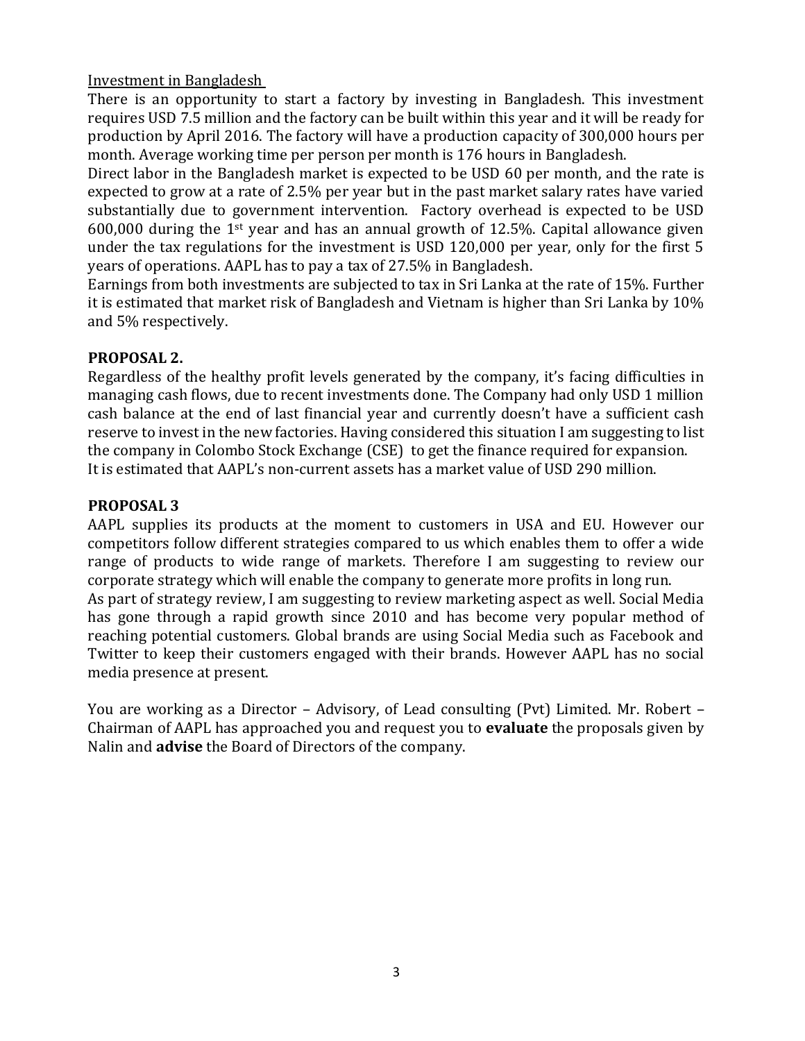Investment in Bangladesh

There is an opportunity to start a factory by investing in Bangladesh. This investment requires USD 7.5 million and the factory can be built within this year and it will be ready for production by April 2016. The factory will have a production capacity of 300,000 hours per month. Average working time per person per month is 176 hours in Bangladesh.

Direct labor in the Bangladesh market is expected to be USD 60 per month, and the rate is expected to grow at a rate of 2.5% per year but in the past market salary rates have varied substantially due to government intervention. Factory overhead is expected to be USD 600,000 during the 1st year and has an annual growth of 12.5%. Capital allowance given under the tax regulations for the investment is USD 120,000 per year, only for the first 5 years of operations. AAPL has to pay a tax of 27.5% in Bangladesh.

Earnings from both investments are subjected to tax in Sri Lanka at the rate of 15%. Further it is estimated that market risk of Bangladesh and Vietnam is higher than Sri Lanka by 10% and 5% respectively.

**PROPOSAL 2.**

Regardless of the healthy profit levels generated by the company, it's facing difficulties in managing cash flows, due to recent investments done. The Company had only USD 1 million cash balance at the end of last financial year and currently doesn't have a sufficient cash reserve to invest in the new factories. Having considered this situation I am suggesting to list the company in Colombo Stock Exchange (CSE) to get the finance required for expansion.

It is estimated that AAPL's non-current assets has a market value of USD 290 million.

**PROPOSAL 3**

AAPL supplies its products at the moment to customers in USA and EU. However our competitors follow different strategies compared to us which enables them to offer a wide range of products to wide range of markets. Therefore I am suggesting to review our corporate strategy which will enable the company to generate more profits in long run.

As part of strategy review, I am suggesting to review marketing aspect as well. Social Media has gone through a rapid growth since 2010 and has become very popular method of reaching potential customers. Global brands are using Social Media such as Facebook and Twitter to keep their customers engaged with their brands. However AAPL has no social media presence at present.

You are working as a Director – Advisory, of Lead consulting (Pvt) Limited. Mr. Robert – Chairman of AAPL has approached you and request you to **evaluate** the proposals given by Nalin and **advise** the Board of Directors of the company.